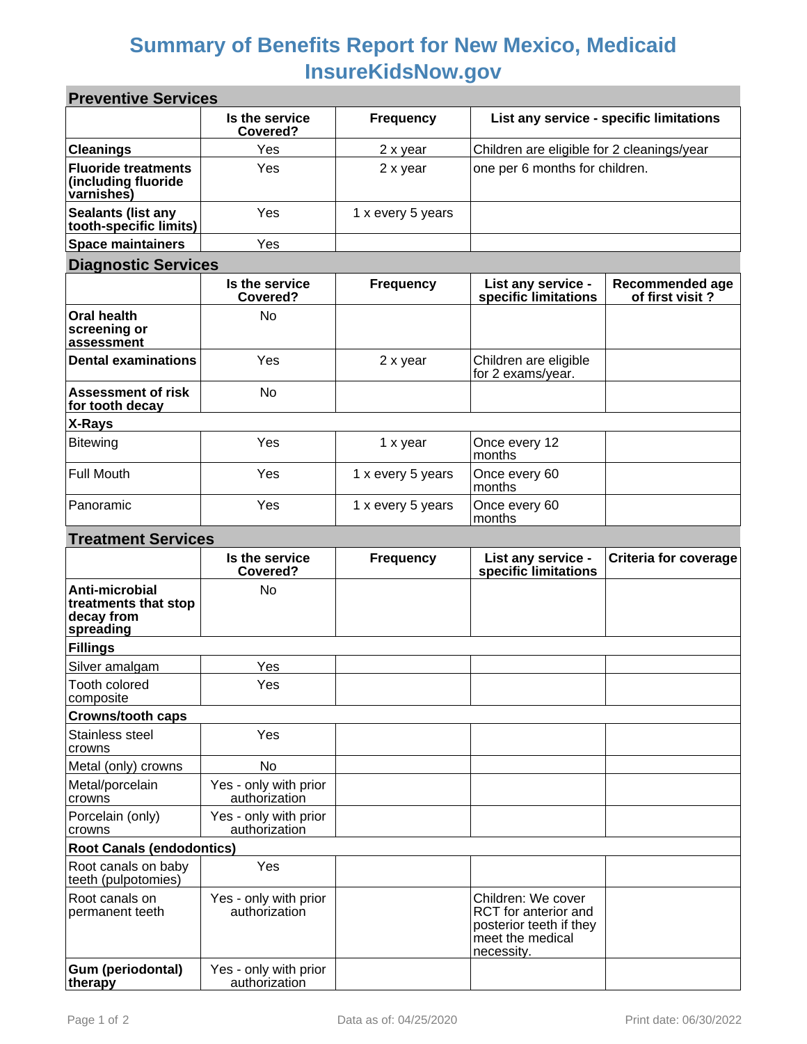# Summary of Benefits Report for New Mexico, Medicaid InsureKidsNow.gov

## Preventive Services

| | Is the service Covered? | Frequency | List any service - specific limitations |
|---|---|---|---|
| **Cleanings** | Yes | 2 x year | Children are eligible for 2 cleanings/year |
| **Fluoride treatments (including fluoride varnishes)** | Yes | 2 x year | one per 6 months for children. |
| **Sealants (list any tooth-specific limits)** | Yes | 1 x every 5 years | |
| **Space maintainers** | Yes | | |

## Diagnostic Services

| | Is the service Covered? | Frequency | List any service - specific limitations | Recommended age of first visit ? |
|---|---|---|---|---|
| **Oral health screening or assessment** | No | | | |
| **Dental examinations** | Yes | 2 x year | Children are eligible for 2 exams/year. | |
| **Assessment of risk for tooth decay** | No | | | |
| **X-Rays** | | | | |
| Bitewing | Yes | 1 x year | Once every 12 months | |
| Full Mouth | Yes | 1 x every 5 years | Once every 60 months | |
| Panoramic | Yes | 1 x every 5 years | Once every 60 months | |

## Treatment Services

| | Is the service Covered? | Frequency | List any service - specific limitations | Criteria for coverage |
|---|---|---|---|---|
| **Anti-microbial treatments that stop decay from spreading** | No | | | |
| **Fillings** | | | | |
| Silver amalgam | Yes | | | |
| Tooth colored composite | Yes | | | |
| **Crowns/tooth caps** | | | | |
| Stainless steel crowns | Yes | | | |
| Metal (only) crowns | No | | | |
| Metal/porcelain crowns | Yes - only with prior authorization | | | |
| Porcelain (only) crowns | Yes - only with prior authorization | | | |
| **Root Canals (endodontics)** | | | | |
| Root canals on baby teeth (pulpotomies) | Yes | | | |
| Root canals on permanent teeth | Yes - only with prior authorization | | Children: We cover RCT for anterior and posterior teeth if they meet the medical necessity. | |
| **Gum (periodontal) therapy** | Yes - only with prior authorization | | | |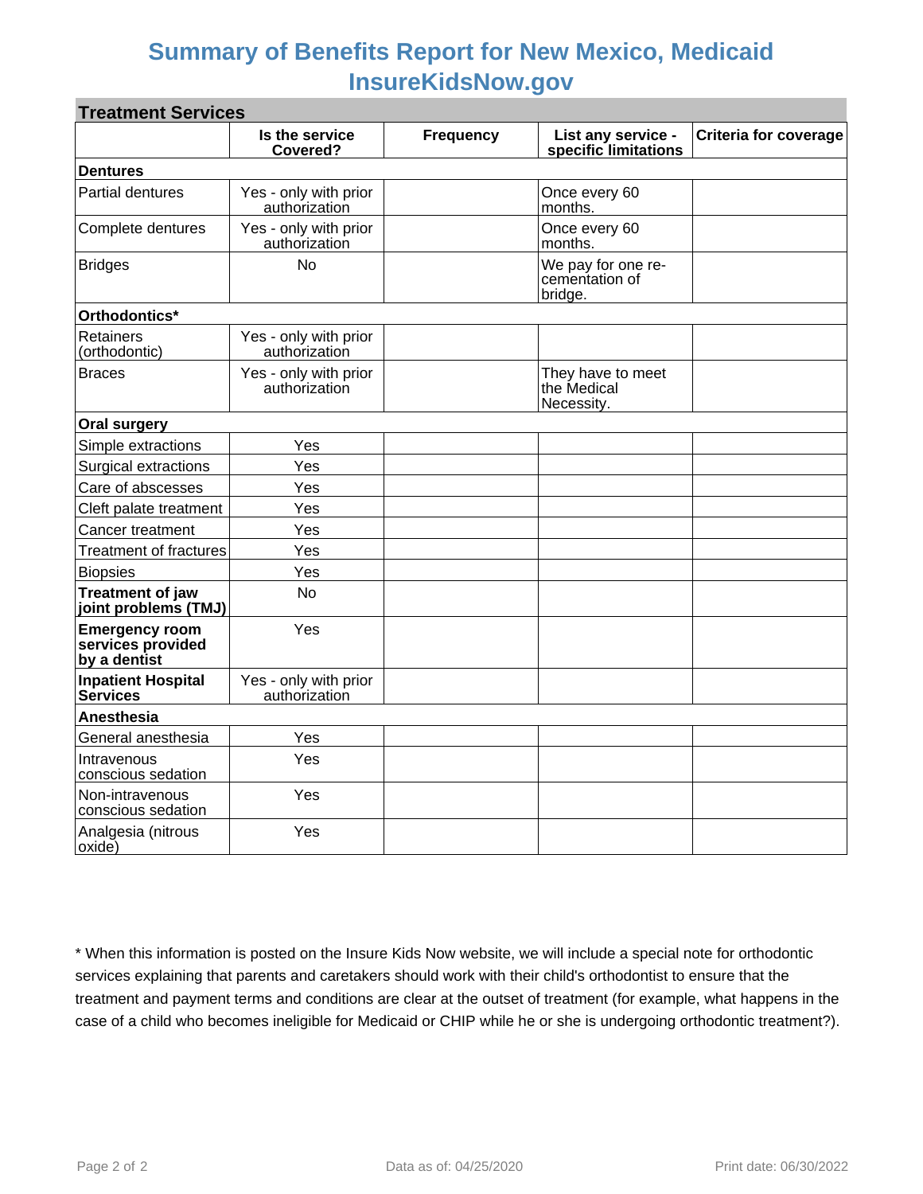# Summary of Benefits Report for New Mexico, Medicaid InsureKidsNow.gov

## Treatment Services

| | Is the service Covered? | Frequency | List any service - specific limitations | Criteria for coverage |
|---|---|---|---|---|
| **Dentures** | | | | |
| Partial dentures | Yes - only with prior authorization | | Once every 60 months. | |
| Complete dentures | Yes - only with prior authorization | | Once every 60 months. | |
| Bridges | No | | We pay for one re-cementation of bridge. | |
| **Orthodontics*** | | | | |
| Retainers (orthodontic) | Yes - only with prior authorization | | | |
| Braces | Yes - only with prior authorization | | They have to meet the Medical Necessity. | |
| **Oral surgery** | | | | |
| Simple extractions | Yes | | | |
| Surgical extractions | Yes | | | |
| Care of abscesses | Yes | | | |
| Cleft palate treatment | Yes | | | |
| Cancer treatment | Yes | | | |
| Treatment of fractures | Yes | | | |
| Biopsies | Yes | | | |
| **Treatment of jaw joint problems (TMJ)** | No | | | |
| **Emergency room services provided by a dentist** | Yes | | | |
| **Inpatient Hospital Services** | Yes - only with prior authorization | | | |
| **Anesthesia** | | | | |
| General anesthesia | Yes | | | |
| Intravenous conscious sedation | Yes | | | |
| Non-intravenous conscious sedation | Yes | | | |
| Analgesia (nitrous oxide) | Yes | | | |

* When this information is posted on the Insure Kids Now website, we will include a special note for orthodontic services explaining that parents and caretakers should work with their child's orthodontist to ensure that the treatment and payment terms and conditions are clear at the outset of treatment (for example, what happens in the case of a child who becomes ineligible for Medicaid or CHIP while he or she is undergoing orthodontic treatment?).

Data as of: 04/25/2020

Print date: 06/30/2022